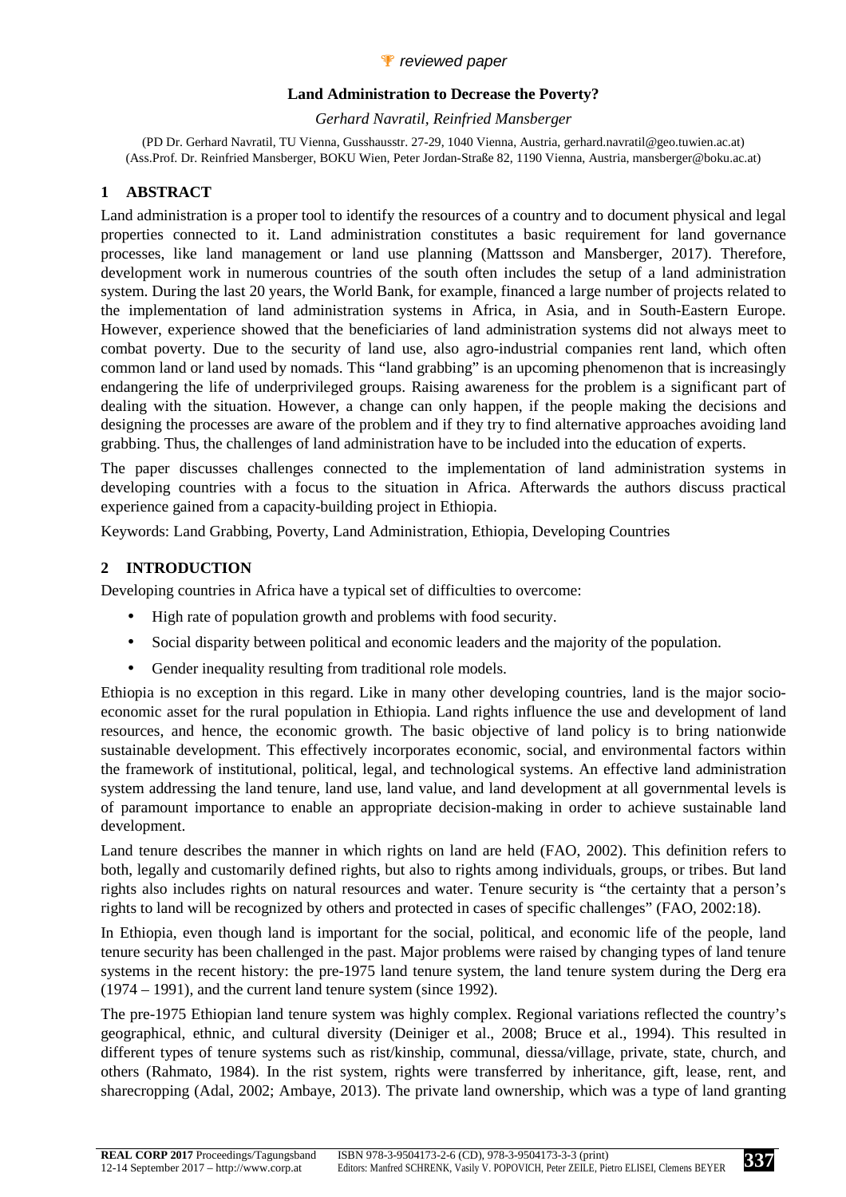*reviewed paper*

# Land Administration to Decrease the Poverty?

*Gerhard Navratil, Reinfried Mansberger*

(PD Dr. Gerhard Navratil, TU Vienna, Gusshausstr. 27-29, 1040 Vienna, Austria, gerhard.navratil@geo.tuwien.ac.at)
(Ass.Prof. Dr. Reinfried Mansberger, BOKU Wien, Peter Jordan-Straße 82, 1190 Vienna, Austria, mansberger@boku.ac.at)

## 1 ABSTRACT

Land administration is a proper tool to identify the resources of a country and to document physical and legal properties connected to it. Land administration constitutes a basic requirement for land governance processes, like land management or land use planning (Mattsson and Mansberger, 2017). Therefore, development work in numerous countries of the south often includes the setup of a land administration system. During the last 20 years, the World Bank, for example, financed a large number of projects related to the implementation of land administration systems in Africa, in Asia, and in South-Eastern Europe. However, experience showed that the beneficiaries of land administration systems did not always meet to combat poverty. Due to the security of land use, also agro-industrial companies rent land, which often common land or land used by nomads. This "land grabbing" is an upcoming phenomenon that is increasingly endangering the life of underprivileged groups. Raising awareness for the problem is a significant part of dealing with the situation. However, a change can only happen, if the people making the decisions and designing the processes are aware of the problem and if they try to find alternative approaches avoiding land grabbing. Thus, the challenges of land administration have to be included into the education of experts.

The paper discusses challenges connected to the implementation of land administration systems in developing countries with a focus to the situation in Africa. Afterwards the authors discuss practical experience gained from a capacity-building project in Ethiopia.

Keywords: Land Grabbing, Poverty, Land Administration, Ethiopia, Developing Countries

## 2 INTRODUCTION

Developing countries in Africa have a typical set of difficulties to overcome:

- High rate of population growth and problems with food security.
- Social disparity between political and economic leaders and the majority of the population.
- Gender inequality resulting from traditional role models.

Ethiopia is no exception in this regard. Like in many other developing countries, land is the major socio-economic asset for the rural population in Ethiopia. Land rights influence the use and development of land resources, and hence, the economic growth. The basic objective of land policy is to bring nationwide sustainable development. This effectively incorporates economic, social, and environmental factors within the framework of institutional, political, legal, and technological systems. An effective land administration system addressing the land tenure, land use, land value, and land development at all governmental levels is of paramount importance to enable an appropriate decision-making in order to achieve sustainable land development.

Land tenure describes the manner in which rights on land are held (FAO, 2002). This definition refers to both, legally and customarily defined rights, but also to rights among individuals, groups, or tribes. But land rights also includes rights on natural resources and water. Tenure security is "the certainty that a person's rights to land will be recognized by others and protected in cases of specific challenges" (FAO, 2002:18).

In Ethiopia, even though land is important for the social, political, and economic life of the people, land tenure security has been challenged in the past. Major problems were raised by changing types of land tenure systems in the recent history: the pre-1975 land tenure system, the land tenure system during the Derg era (1974 – 1991), and the current land tenure system (since 1992).

The pre-1975 Ethiopian land tenure system was highly complex. Regional variations reflected the country's geographical, ethnic, and cultural diversity (Deininger et al., 2008; Bruce et al., 1994). This resulted in different types of tenure systems such as rist/kinship, communal, diessa/village, private, state, church, and others (Rahmato, 1984). In the rist system, rights were transferred by inheritance, gift, lease, rent, and sharecropping (Adal, 2002; Ambaye, 2013). The private land ownership, which was a type of land granting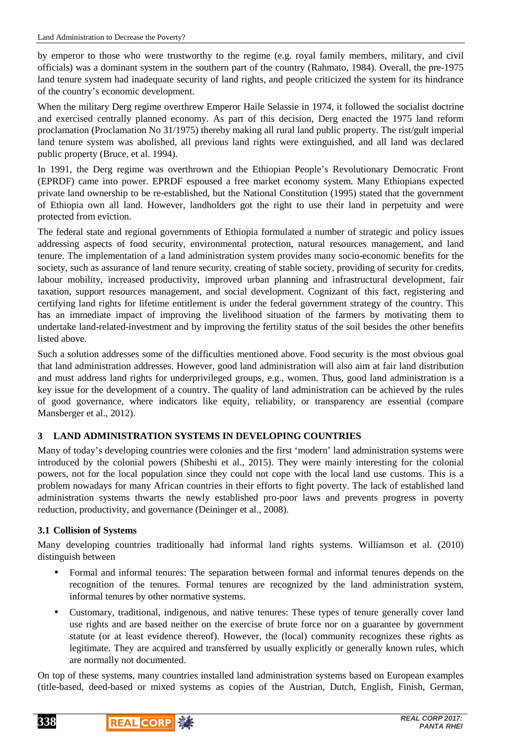by emperor to those who were trustworthy to the regime (e.g. royal family members, military, and civil officials) was a dominant system in the southern part of the country (Rahmato, 1984). Overall, the pre-1975 land tenure system had inadequate security of land rights, and people criticized the system for its hindrance of the country's economic development.

When the military Derg regime overthrew Emperor Haile Selassie in 1974, it followed the socialist doctrine and exercised centrally planned economy. As part of this decision, Derg enacted the 1975 land reform proclamation (Proclamation No 31/1975) thereby making all rural land public property. The rist/gult imperial land tenure system was abolished, all previous land rights were extinguished, and all land was declared public property (Bruce, et al. 1994).

In 1991, the Derg regime was overthrown and the Ethiopian People's Revolutionary Democratic Front (EPRDF) came into power. EPRDF espoused a free market economy system. Many Ethiopians expected private land ownership to be re-established, but the National Constitution (1995) stated that the government of Ethiopia own all land. However, landholders got the right to use their land in perpetuity and were protected from eviction.

The federal state and regional governments of Ethiopia formulated a number of strategic and policy issues addressing aspects of food security, environmental protection, natural resources management, and land tenure. The implementation of a land administration system provides many socio-economic benefits for the society, such as assurance of land tenure security, creating of stable society, providing of security for credits, labour mobility, increased productivity, improved urban planning and infrastructural development, fair taxation, support resources management, and social development. Cognizant of this fact, registering and certifying land rights for lifetime entitlement is under the federal government strategy of the country. This has an immediate impact of improving the livelihood situation of the farmers by motivating them to undertake land-related-investment and by improving the fertility status of the soil besides the other benefits listed above.

Such a solution addresses some of the difficulties mentioned above. Food security is the most obvious goal that land administration addresses. However, good land administration will also aim at fair land distribution and must address land rights for underprivileged groups, e.g., women. Thus, good land administration is a key issue for the development of a country. The quality of land administration can be achieved by the rules of good governance, where indicators like equity, reliability, or transparency are essential (compare Mansberger et al., 2012).

## 3 LAND ADMINISTRATION SYSTEMS IN DEVELOPING COUNTRIES

Many of today's developing countries were colonies and the first 'modern' land administration systems were introduced by the colonial powers (Shibeshi et al., 2015). They were mainly interesting for the colonial powers, not for the local population since they could not cope with the local land use customs. This is a problem nowadays for many African countries in their efforts to fight poverty. The lack of established land administration systems thwarts the newly established pro-poor laws and prevents progress in poverty reduction, productivity, and governance (Deininger et al., 2008).

### 3.1 Collision of Systems

Many developing countries traditionally had informal land rights systems. Williamson et al. (2010) distinguish between

- Formal and informal tenures: The separation between formal and informal tenures depends on the recognition of the tenures. Formal tenures are recognized by the land administration system, informal tenures by other normative systems.
- Customary, traditional, indigenous, and native tenures: These types of tenure generally cover land use rights and are based neither on the exercise of brute force nor on a guarantee by government statute (or at least evidence thereof). However, the (local) community recognizes these rights as legitimate. They are acquired and transferred by usually explicitly or generally known rules, which are normally not documented.

On top of these systems, many countries installed land administration systems based on European examples (title-based, deed-based or mixed systems as copies of the Austrian, Dutch, English, Finish, German,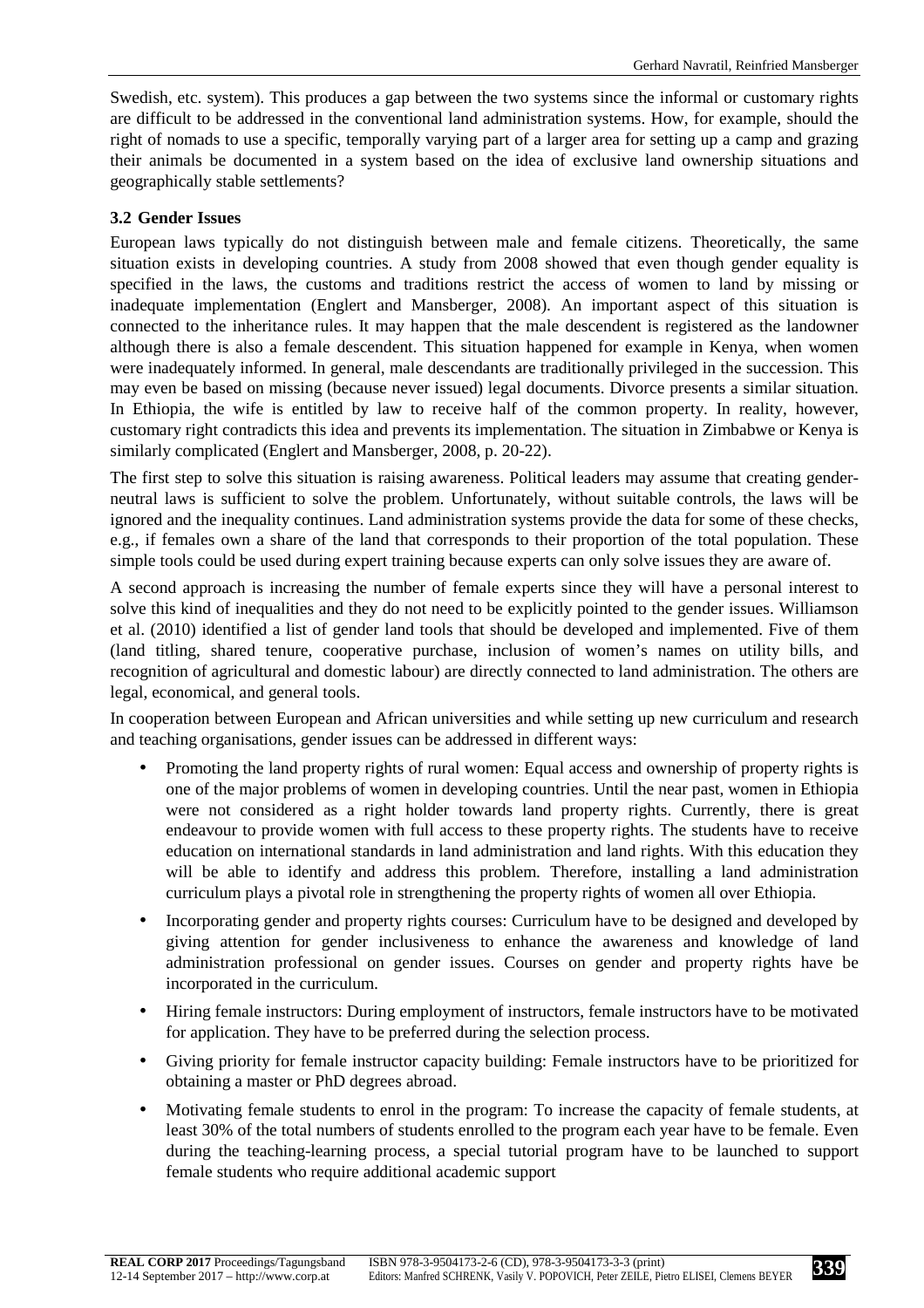Swedish, etc. system). This produces a gap between the two systems since the informal or customary rights are difficult to be addressed in the conventional land administration systems. How, for example, should the right of nomads to use a specific, temporally varying part of a larger area for setting up a camp and grazing their animals be documented in a system based on the idea of exclusive land ownership situations and geographically stable settlements?

### 3.2 Gender Issues

European laws typically do not distinguish between male and female citizens. Theoretically, the same situation exists in developing countries. A study from 2008 showed that even though gender equality is specified in the laws, the customs and traditions restrict the access of women to land by missing or inadequate implementation (Englert and Mansberger, 2008). An important aspect of this situation is connected to the inheritance rules. It may happen that the male descendent is registered as the landowner although there is also a female descendent. This situation happened for example in Kenya, when women were inadequately informed. In general, male descendants are traditionally privileged in the succession. This may even be based on missing (because never issued) legal documents. Divorce presents a similar situation. In Ethiopia, the wife is entitled by law to receive half of the common property. In reality, however, customary right contradicts this idea and prevents its implementation. The situation in Zimbabwe or Kenya is similarly complicated (Englert and Mansberger, 2008, p. 20-22).

The first step to solve this situation is raising awareness. Political leaders may assume that creating gender-neutral laws is sufficient to solve the problem. Unfortunately, without suitable controls, the laws will be ignored and the inequality continues. Land administration systems provide the data for some of these checks, e.g., if females own a share of the land that corresponds to their proportion of the total population. These simple tools could be used during expert training because experts can only solve issues they are aware of.

A second approach is increasing the number of female experts since they will have a personal interest to solve this kind of inequalities and they do not need to be explicitly pointed to the gender issues. Williamson et al. (2010) identified a list of gender land tools that should be developed and implemented. Five of them (land titling, shared tenure, cooperative purchase, inclusion of women's names on utility bills, and recognition of agricultural and domestic labour) are directly connected to land administration. The others are legal, economical, and general tools.

In cooperation between European and African universities and while setting up new curriculum and research and teaching organisations, gender issues can be addressed in different ways:

- Promoting the land property rights of rural women: Equal access and ownership of property rights is one of the major problems of women in developing countries. Until the near past, women in Ethiopia were not considered as a right holder towards land property rights. Currently, there is great endeavour to provide women with full access to these property rights. The students have to receive education on international standards in land administration and land rights. With this education they will be able to identify and address this problem. Therefore, installing a land administration curriculum plays a pivotal role in strengthening the property rights of women all over Ethiopia.
- Incorporating gender and property rights courses: Curriculum have to be designed and developed by giving attention for gender inclusiveness to enhance the awareness and knowledge of land administration professional on gender issues. Courses on gender and property rights have be incorporated in the curriculum.
- Hiring female instructors: During employment of instructors, female instructors have to be motivated for application. They have to be preferred during the selection process.
- Giving priority for female instructor capacity building: Female instructors have to be prioritized for obtaining a master or PhD degrees abroad.
- Motivating female students to enrol in the program: To increase the capacity of female students, at least 30% of the total numbers of students enrolled to the program each year have to be female. Even during the teaching-learning process, a special tutorial program have to be launched to support female students who require additional academic support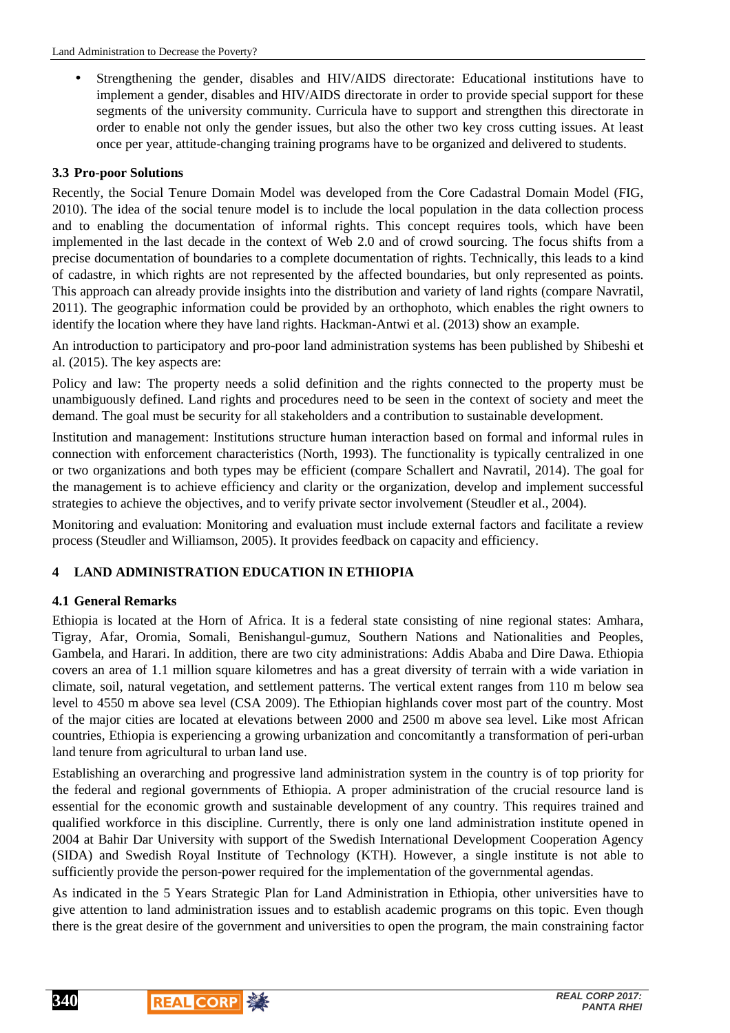- Strengthening the gender, disables and HIV/AIDS directorate: Educational institutions have to implement a gender, disables and HIV/AIDS directorate in order to provide special support for these segments of the university community. Curricula have to support and strengthen this directorate in order to enable not only the gender issues, but also the other two key cross cutting issues. At least once per year, attitude-changing training programs have to be organized and delivered to students.

### 3.3 Pro-poor Solutions

Recently, the Social Tenure Domain Model was developed from the Core Cadastral Domain Model (FIG, 2010). The idea of the social tenure model is to include the local population in the data collection process and to enabling the documentation of informal rights. This concept requires tools, which have been implemented in the last decade in the context of Web 2.0 and of crowd sourcing. The focus shifts from a precise documentation of boundaries to a complete documentation of rights. Technically, this leads to a kind of cadastre, in which rights are not represented by the affected boundaries, but only represented as points. This approach can already provide insights into the distribution and variety of land rights (compare Navratil, 2011). The geographic information could be provided by an orthophoto, which enables the right owners to identify the location where they have land rights. Hackman-Antwi et al. (2013) show an example.

An introduction to participatory and pro-poor land administration systems has been published by Shibeshi et al. (2015). The key aspects are:

Policy and law: The property needs a solid definition and the rights connected to the property must be unambiguously defined. Land rights and procedures need to be seen in the context of society and meet the demand. The goal must be security for all stakeholders and a contribution to sustainable development.

Institution and management: Institutions structure human interaction based on formal and informal rules in connection with enforcement characteristics (North, 1993). The functionality is typically centralized in one or two organizations and both types may be efficient (compare Schallert and Navratil, 2014). The goal for the management is to achieve efficiency and clarity or the organization, develop and implement successful strategies to achieve the objectives, and to verify private sector involvement (Steudler et al., 2004).

Monitoring and evaluation: Monitoring and evaluation must include external factors and facilitate a review process (Steudler and Williamson, 2005). It provides feedback on capacity and efficiency.

## 4 LAND ADMINISTRATION EDUCATION IN ETHIOPIA

### 4.1 General Remarks

Ethiopia is located at the Horn of Africa. It is a federal state consisting of nine regional states: Amhara, Tigray, Afar, Oromia, Somali, Benishangul-gumuz, Southern Nations and Nationalities and Peoples, Gambela, and Harari. In addition, there are two city administrations: Addis Ababa and Dire Dawa. Ethiopia covers an area of 1.1 million square kilometres and has a great diversity of terrain with a wide variation in climate, soil, natural vegetation, and settlement patterns. The vertical extent ranges from 110 m below sea level to 4550 m above sea level (CSA 2009). The Ethiopian highlands cover most part of the country. Most of the major cities are located at elevations between 2000 and 2500 m above sea level. Like most African countries, Ethiopia is experiencing a growing urbanization and concomitantly a transformation of peri-urban land tenure from agricultural to urban land use.

Establishing an overarching and progressive land administration system in the country is of top priority for the federal and regional governments of Ethiopia. A proper administration of the crucial resource land is essential for the economic growth and sustainable development of any country. This requires trained and qualified workforce in this discipline. Currently, there is only one land administration institute opened in 2004 at Bahir Dar University with support of the Swedish International Development Cooperation Agency (SIDA) and Swedish Royal Institute of Technology (KTH). However, a single institute is not able to sufficiently provide the person-power required for the implementation of the governmental agendas.

As indicated in the 5 Years Strategic Plan for Land Administration in Ethiopia, other universities have to give attention to land administration issues and to establish academic programs on this topic. Even though there is the great desire of the government and universities to open the program, the main constraining factor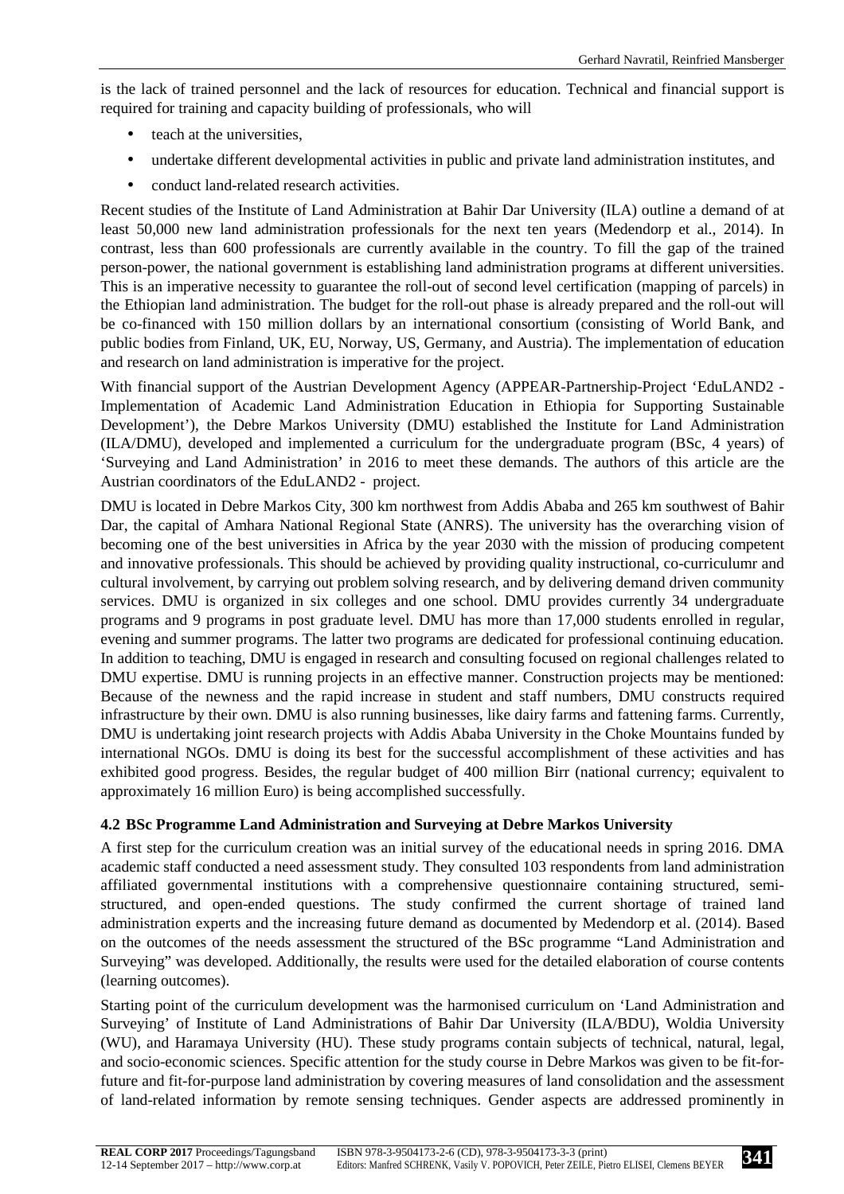is the lack of trained personnel and the lack of resources for education. Technical and financial support is required for training and capacity building of professionals, who will

- teach at the universities,
- undertake different developmental activities in public and private land administration institutes, and
- conduct land-related research activities.

Recent studies of the Institute of Land Administration at Bahir Dar University (ILA) outline a demand of at least 50,000 new land administration professionals for the next ten years (Medendorp et al., 2014). In contrast, less than 600 professionals are currently available in the country. To fill the gap of the trained person-power, the national government is establishing land administration programs at different universities. This is an imperative necessity to guarantee the roll-out of second level certification (mapping of parcels) in the Ethiopian land administration. The budget for the roll-out phase is already prepared and the roll-out will be co-financed with 150 million dollars by an international consortium (consisting of World Bank, and public bodies from Finland, UK, EU, Norway, US, Germany, and Austria). The implementation of education and research on land administration is imperative for the project.

With financial support of the Austrian Development Agency (APPEAR-Partnership-Project 'EduLAND2 - Implementation of Academic Land Administration Education in Ethiopia for Supporting Sustainable Development'), the Debre Markos University (DMU) established the Institute for Land Administration (ILA/DMU), developed and implemented a curriculum for the undergraduate program (BSc, 4 years) of 'Surveying and Land Administration' in 2016 to meet these demands. The authors of this article are the Austrian coordinators of the EduLAND2 - project.

DMU is located in Debre Markos City, 300 km northwest from Addis Ababa and 265 km southwest of Bahir Dar, the capital of Amhara National Regional State (ANRS). The university has the overarching vision of becoming one of the best universities in Africa by the year 2030 with the mission of producing competent and innovative professionals. This should be achieved by providing quality instructional, co-curriculumr and cultural involvement, by carrying out problem solving research, and by delivering demand driven community services. DMU is organized in six colleges and one school. DMU provides currently 34 undergraduate programs and 9 programs in post graduate level. DMU has more than 17,000 students enrolled in regular, evening and summer programs. The latter two programs are dedicated for professional continuing education. In addition to teaching, DMU is engaged in research and consulting focused on regional challenges related to DMU expertise. DMU is running projects in an effective manner. Construction projects may be mentioned: Because of the newness and the rapid increase in student and staff numbers, DMU constructs required infrastructure by their own. DMU is also running businesses, like dairy farms and fattening farms. Currently, DMU is undertaking joint research projects with Addis Ababa University in the Choke Mountains funded by international NGOs. DMU is doing its best for the successful accomplishment of these activities and has exhibited good progress. Besides, the regular budget of 400 million Birr (national currency; equivalent to approximately 16 million Euro) is being accomplished successfully.

### 4.2 BSc Programme Land Administration and Surveying at Debre Markos University

A first step for the curriculum creation was an initial survey of the educational needs in spring 2016. DMA academic staff conducted a need assessment study. They consulted 103 respondents from land administration affiliated governmental institutions with a comprehensive questionnaire containing structured, semi-structured, and open-ended questions. The study confirmed the current shortage of trained land administration experts and the increasing future demand as documented by Medendorp et al. (2014). Based on the outcomes of the needs assessment the structured of the BSc programme "Land Administration and Surveying" was developed. Additionally, the results were used for the detailed elaboration of course contents (learning outcomes).

Starting point of the curriculum development was the harmonised curriculum on 'Land Administration and Surveying' of Institute of Land Administrations of Bahir Dar University (ILA/BDU), Woldia University (WU), and Haramaya University (HU). These study programs contain subjects of technical, natural, legal, and socio-economic sciences. Specific attention for the study course in Debre Markos was given to be fit-for-future and fit-for-purpose land administration by covering measures of land consolidation and the assessment of land-related information by remote sensing techniques. Gender aspects are addressed prominently in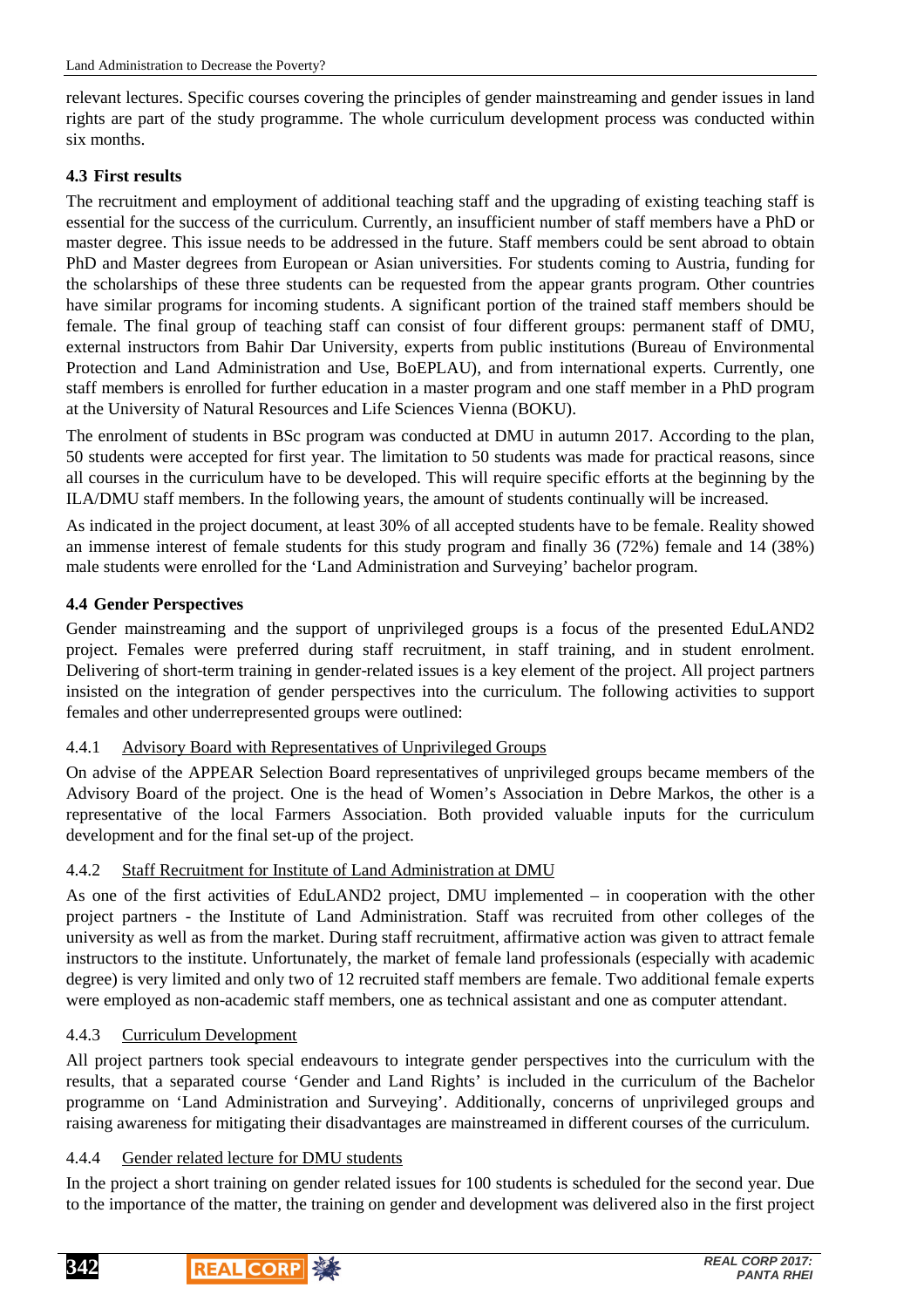relevant lectures. Specific courses covering the principles of gender mainstreaming and gender issues in land rights are part of the study programme. The whole curriculum development process was conducted within six months.

### 4.3 First results

The recruitment and employment of additional teaching staff and the upgrading of existing teaching staff is essential for the success of the curriculum. Currently, an insufficient number of staff members have a PhD or master degree. This issue needs to be addressed in the future. Staff members could be sent abroad to obtain PhD and Master degrees from European or Asian universities. For students coming to Austria, funding for the scholarships of these three students can be requested from the appear grants program. Other countries have similar programs for incoming students. A significant portion of the trained staff members should be female. The final group of teaching staff can consist of four different groups: permanent staff of DMU, external instructors from Bahir Dar University, experts from public institutions (Bureau of Environmental Protection and Land Administration and Use, BoEPLAU), and from international experts. Currently, one staff members is enrolled for further education in a master program and one staff member in a PhD program at the University of Natural Resources and Life Sciences Vienna (BOKU).

The enrolment of students in BSc program was conducted at DMU in autumn 2017. According to the plan, 50 students were accepted for first year. The limitation to 50 students was made for practical reasons, since all courses in the curriculum have to be developed. This will require specific efforts at the beginning by the ILA/DMU staff members. In the following years, the amount of students continually will be increased.

As indicated in the project document, at least 30% of all accepted students have to be female. Reality showed an immense interest of female students for this study program and finally 36 (72%) female and 14 (38%) male students were enrolled for the 'Land Administration and Surveying' bachelor program.

### 4.4 Gender Perspectives

Gender mainstreaming and the support of unprivileged groups is a focus of the presented EduLAND2 project. Females were preferred during staff recruitment, in staff training, and in student enrolment. Delivering of short-term training in gender-related issues is a key element of the project. All project partners insisted on the integration of gender perspectives into the curriculum. The following activities to support females and other underrepresented groups were outlined:

#### 4.4.1 Advisory Board with Representatives of Unprivileged Groups

On advise of the APPEAR Selection Board representatives of unprivileged groups became members of the Advisory Board of the project. One is the head of Women's Association in Debre Markos, the other is a representative of the local Farmers Association. Both provided valuable inputs for the curriculum development and for the final set-up of the project.

#### 4.4.2 Staff Recruitment for Institute of Land Administration at DMU

As one of the first activities of EduLAND2 project, DMU implemented – in cooperation with the other project partners - the Institute of Land Administration. Staff was recruited from other colleges of the university as well as from the market. During staff recruitment, affirmative action was given to attract female instructors to the institute. Unfortunately, the market of female land professionals (especially with academic degree) is very limited and only two of 12 recruited staff members are female. Two additional female experts were employed as non-academic staff members, one as technical assistant and one as computer attendant.

#### 4.4.3 Curriculum Development

All project partners took special endeavours to integrate gender perspectives into the curriculum with the results, that a separated course 'Gender and Land Rights' is included in the curriculum of the Bachelor programme on 'Land Administration and Surveying'. Additionally, concerns of unprivileged groups and raising awareness for mitigating their disadvantages are mainstreamed in different courses of the curriculum.

#### 4.4.4 Gender related lecture for DMU students

In the project a short training on gender related issues for 100 students is scheduled for the second year. Due to the importance of the matter, the training on gender and development was delivered also in the first project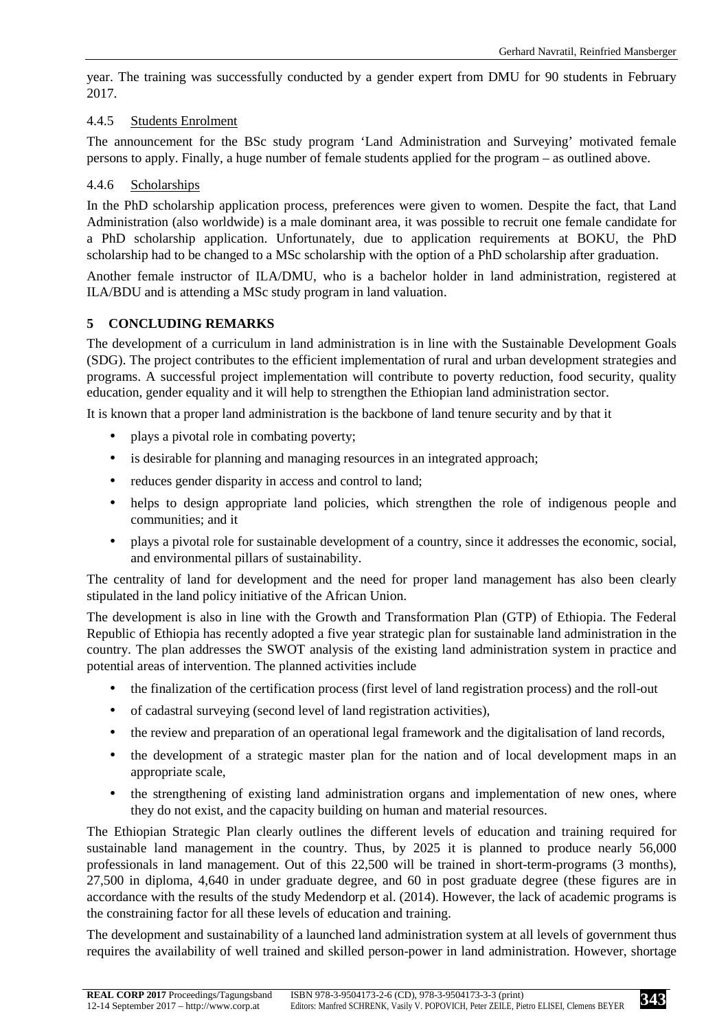year. The training was successfully conducted by a gender expert from DMU for 90 students in February 2017.

#### 4.4.5 Students Enrolment

The announcement for the BSc study program 'Land Administration and Surveying' motivated female persons to apply. Finally, a huge number of female students applied for the program – as outlined above.

#### 4.4.6 Scholarships

In the PhD scholarship application process, preferences were given to women. Despite the fact, that Land Administration (also worldwide) is a male dominant area, it was possible to recruit one female candidate for a PhD scholarship application. Unfortunately, due to application requirements at BOKU, the PhD scholarship had to be changed to a MSc scholarship with the option of a PhD scholarship after graduation.

Another female instructor of ILA/DMU, who is a bachelor holder in land administration, registered at ILA/BDU and is attending a MSc study program in land valuation.

## 5 CONCLUDING REMARKS

The development of a curriculum in land administration is in line with the Sustainable Development Goals (SDG). The project contributes to the efficient implementation of rural and urban development strategies and programs. A successful project implementation will contribute to poverty reduction, food security, quality education, gender equality and it will help to strengthen the Ethiopian land administration sector.

It is known that a proper land administration is the backbone of land tenure security and by that it

- plays a pivotal role in combating poverty;
- is desirable for planning and managing resources in an integrated approach;
- reduces gender disparity in access and control to land;
- helps to design appropriate land policies, which strengthen the role of indigenous people and communities; and it
- plays a pivotal role for sustainable development of a country, since it addresses the economic, social, and environmental pillars of sustainability.

The centrality of land for development and the need for proper land management has also been clearly stipulated in the land policy initiative of the African Union.

The development is also in line with the Growth and Transformation Plan (GTP) of Ethiopia. The Federal Republic of Ethiopia has recently adopted a five year strategic plan for sustainable land administration in the country. The plan addresses the SWOT analysis of the existing land administration system in practice and potential areas of intervention. The planned activities include

- the finalization of the certification process (first level of land registration process) and the roll-out
- of cadastral surveying (second level of land registration activities),
- the review and preparation of an operational legal framework and the digitalisation of land records,
- the development of a strategic master plan for the nation and of local development maps in an appropriate scale,
- the strengthening of existing land administration organs and implementation of new ones, where they do not exist, and the capacity building on human and material resources.

The Ethiopian Strategic Plan clearly outlines the different levels of education and training required for sustainable land management in the country. Thus, by 2025 it is planned to produce nearly 56,000 professionals in land management. Out of this 22,500 will be trained in short-term-programs (3 months), 27,500 in diploma, 4,640 in under graduate degree, and 60 in post graduate degree (these figures are in accordance with the results of the study Medendorp et al. (2014). However, the lack of academic programs is the constraining factor for all these levels of education and training.

The development and sustainability of a launched land administration system at all levels of government thus requires the availability of well trained and skilled person-power in land administration. However, shortage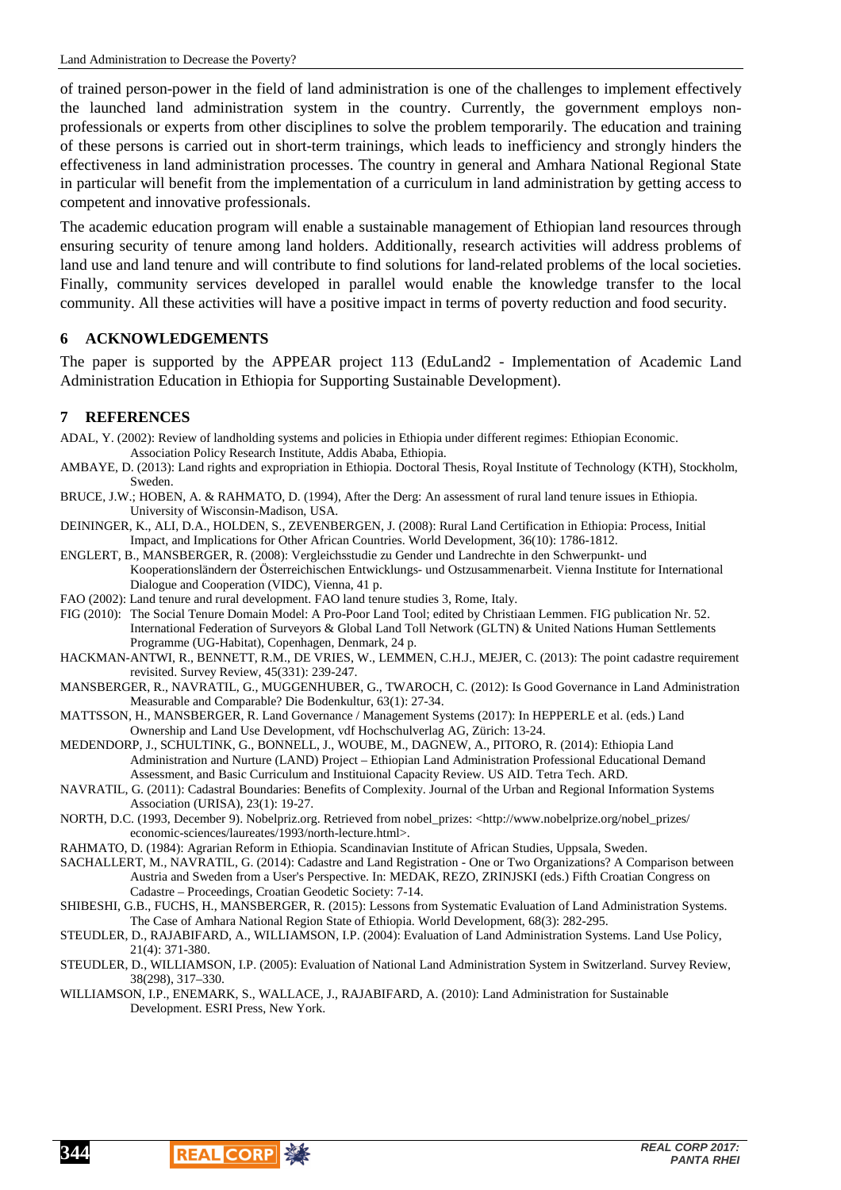of trained person-power in the field of land administration is one of the challenges to implement effectively the launched land administration system in the country. Currently, the government employs non-professionals or experts from other disciplines to solve the problem temporarily. The education and training of these persons is carried out in short-term trainings, which leads to inefficiency and strongly hinders the effectiveness in land administration processes. The country in general and Amhara National Regional State in particular will benefit from the implementation of a curriculum in land administration by getting access to competent and innovative professionals.

The academic education program will enable a sustainable management of Ethiopian land resources through ensuring security of tenure among land holders. Additionally, research activities will address problems of land use and land tenure and will contribute to find solutions for land-related problems of the local societies. Finally, community services developed in parallel would enable the knowledge transfer to the local community. All these activities will have a positive impact in terms of poverty reduction and food security.

## 6 ACKNOWLEDGEMENTS

The paper is supported by the APPEAR project 113 (EduLand2 - Implementation of Academic Land Administration Education in Ethiopia for Supporting Sustainable Development).

## 7 REFERENCES

ADAL, Y. (2002): Review of landholding systems and policies in Ethiopia under different regimes: Ethiopian Economic. Association Policy Research Institute, Addis Ababa, Ethiopia.

AMBAYE, D. (2013): Land rights and expropriation in Ethiopia. Doctoral Thesis, Royal Institute of Technology (KTH), Stockholm, Sweden.

BRUCE, J.W.; HOBEN, A. & RAHMATO, D. (1994), After the Derg: An assessment of rural land tenure issues in Ethiopia. University of Wisconsin-Madison, USA.

DEININGER, K., ALI, D.A., HOLDEN, S., ZEVENBERGEN, J. (2008): Rural Land Certification in Ethiopia: Process, Initial Impact, and Implications for Other African Countries. World Development, 36(10): 1786-1812.

ENGLERT, B., MANSBERGER, R. (2008): Vergleichsstudie zu Gender und Landrechte in den Schwerpunkt- und Kooperationsländern der Österreichischen Entwicklungs- und Ostzusammenarbeit. Vienna Institute for International Dialogue and Cooperation (VIDC), Vienna, 41 p.

FAO (2002): Land tenure and rural development. FAO land tenure studies 3, Rome, Italy.

FIG (2010): The Social Tenure Domain Model: A Pro-Poor Land Tool; edited by Christiaan Lemmen. FIG publication Nr. 52. International Federation of Surveyors & Global Land Toll Network (GLTN) & United Nations Human Settlements Programme (UG-Habitat), Copenhagen, Denmark, 24 p.

HACKMAN-ANTWI, R., BENNETT, R.M., DE VRIES, W., LEMMEN, C.H.J., MEJER, C. (2013): The point cadastre requirement revisited. Survey Review, 45(331): 239-247.

MANSBERGER, R., NAVRATIL, G., MUGGENHUBER, G., TWAROCH, C. (2012): Is Good Governance in Land Administration Measurable and Comparable? Die Bodenkultur, 63(1): 27-34.

MATTSSON, H., MANSBERGER, R. Land Governance / Management Systems (2017): In HEPPERLE et al. (eds.) Land Ownership and Land Use Development, vdf Hochschulverlag AG, Zürich: 13-24.

MEDENDORP, J., SCHULTINK, G., BONNELL, J., WOUBE, M., DAGNEW, A., PITORO, R. (2014): Ethiopia Land Administration and Nurture (LAND) Project – Ethiopian Land Administration Professional Educational Demand Assessment, and Basic Curriculum and Instituional Capacity Review. US AID. Tetra Tech. ARD.

NAVRATIL, G. (2011): Cadastral Boundaries: Benefits of Complexity. Journal of the Urban and Regional Information Systems Association (URISA), 23(1): 19-27.

NORTH, D.C. (1993, December 9). Nobelpriz.org. Retrieved from nobel_prizes: <http://www.nobelprize.org/nobel_prizes/economic-sciences/laureates/1993/north-lecture.html>.

RAHMATO, D. (1984): Agrarian Reform in Ethiopia. Scandinavian Institute of African Studies, Uppsala, Sweden.

SACHALLERT, M., NAVRATIL, G. (2014): Cadastre and Land Registration - One or Two Organizations? A Comparison between Austria and Sweden from a User's Perspective. In: MEDAK, REZO, ZRINJSKI (eds.) Fifth Croatian Congress on Cadastre – Proceedings, Croatian Geodetic Society: 7-14.

SHIBESHI, G.B., FUCHS, H., MANSBERGER, R. (2015): Lessons from Systematic Evaluation of Land Administration Systems. The Case of Amhara National Region State of Ethiopia. World Development, 68(3): 282-295.

STEUDLER, D., RAJABIFARD, A., WILLIAMSON, I.P. (2004): Evaluation of Land Administration Systems. Land Use Policy, 21(4): 371-380.

STEUDLER, D., WILLIAMSON, I.P. (2005): Evaluation of National Land Administration System in Switzerland. Survey Review, 38(298), 317–330.

WILLIAMSON, I.P., ENEMARK, S., WALLACE, J., RAJABIFARD, A. (2010): Land Administration for Sustainable Development. ESRI Press, New York.